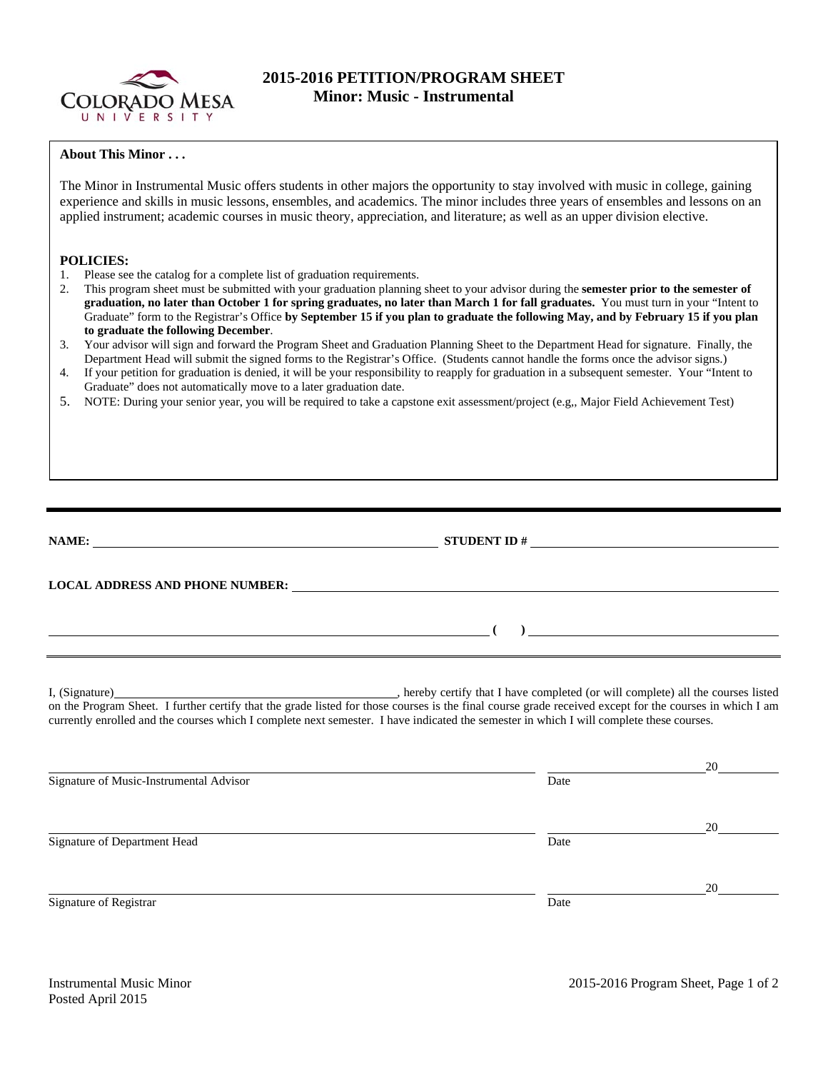# 2015-2016 PETITION/PROGRAM SHEET
## Minor: Music - Instrumental

**About This Minor . . .**

The Minor in Instrumental Music offers students in other majors the opportunity to stay involved with music in college, gaining experience and skills in music lessons, ensembles, and academics. The minor includes three years of ensembles and lessons on an applied instrument; academic courses in music theory, appreciation, and literature; as well as an upper division elective.

**POLICIES:**

1. Please see the catalog for a complete list of graduation requirements.
2. This program sheet must be submitted with your graduation planning sheet to your advisor during the **semester prior to the semester of graduation, no later than October 1 for spring graduates, no later than March 1 for fall graduates.** You must turn in your "Intent to Graduate" form to the Registrar's Office **by September 15 if you plan to graduate the following May, and by February 15 if you plan to graduate the following December**.
3. Your advisor will sign and forward the Program Sheet and Graduation Planning Sheet to the Department Head for signature. Finally, the Department Head will submit the signed forms to the Registrar's Office. (Students cannot handle the forms once the advisor signs.)
4. If your petition for graduation is denied, it will be your responsibility to reapply for graduation in a subsequent semester. Your "Intent to Graduate" does not automatically move to a later graduation date.
5. NOTE: During your senior year, you will be required to take a capstone exit assessment/project (e.g,, Major Field Achievement Test)

---

**NAME:** ______________________________ **STUDENT ID #** ______________________________

**LOCAL ADDRESS AND PHONE NUMBER:** ______________________________

______________________________ **(   )** ______________________________

I, (Signature)______________________________, hereby certify that I have completed (or will complete) all the courses listed on the Program Sheet. I further certify that the grade listed for those courses is the final course grade received except for the courses in which I am currently enrolled and the courses which I complete next semester. I have indicated the semester in which I will complete these courses.

______________________________ ______________________ 20______
Signature of Music-Instrumental Advisor Date

______________________________ ______________________ 20______
Signature of Department Head Date

______________________________ ______________________ 20______
Signature of Registrar Date

Instrumental Music Minor
Posted April 2015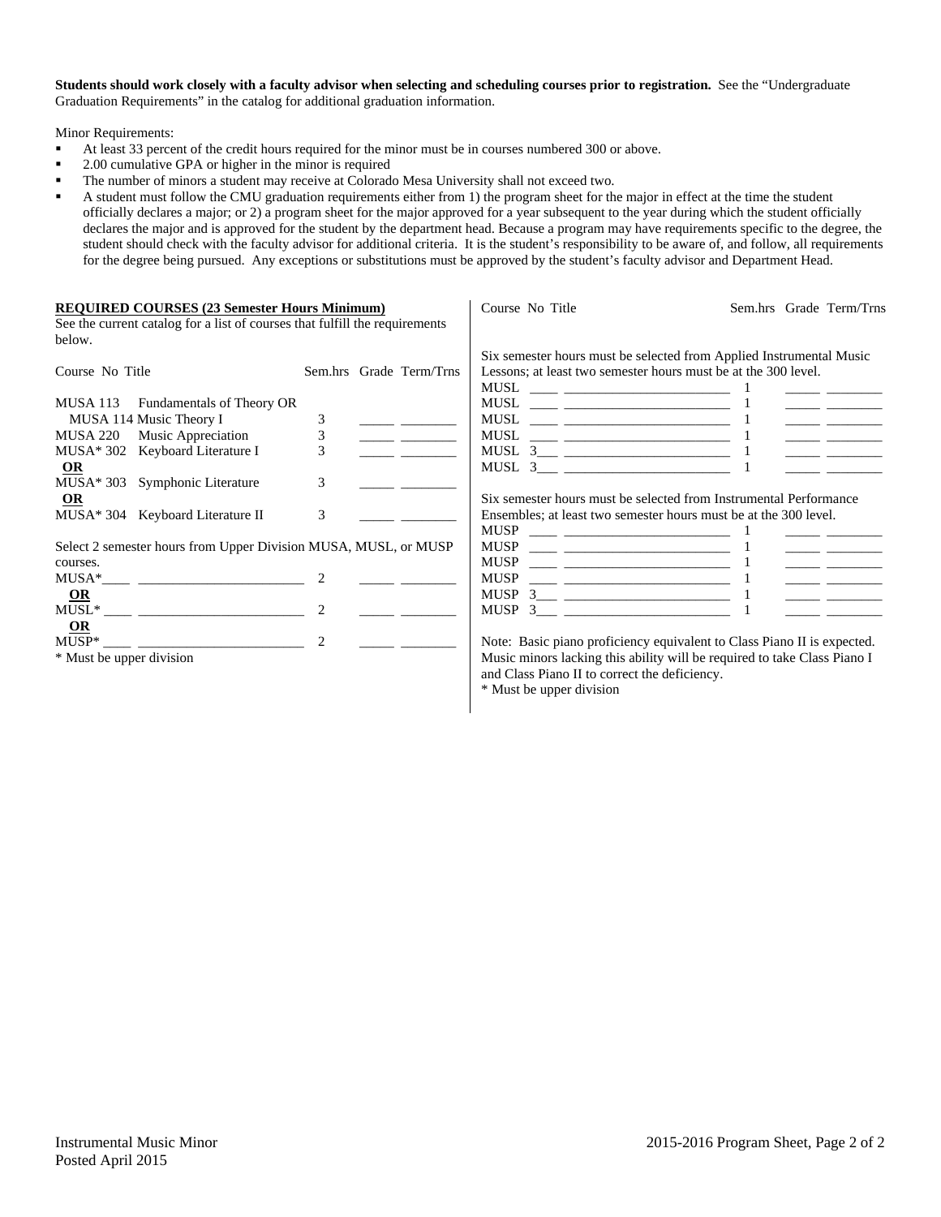**Students should work closely with a faculty advisor when selecting and scheduling courses prior to registration.** See the "Undergraduate Graduation Requirements" in the catalog for additional graduation information.

Minor Requirements:

- At least 33 percent of the credit hours required for the minor must be in courses numbered 300 or above.
- 2.00 cumulative GPA or higher in the minor is required
- The number of minors a student may receive at Colorado Mesa University shall not exceed two.
- A student must follow the CMU graduation requirements either from 1) the program sheet for the major in effect at the time the student officially declares a major; or 2) a program sheet for the major approved for a year subsequent to the year during which the student officially declares the major and is approved for the student by the department head. Because a program may have requirements specific to the degree, the student should check with the faculty advisor for additional criteria. It is the student's responsibility to be aware of, and follow, all requirements for the degree being pursued. Any exceptions or substitutions must be approved by the student's faculty advisor and Department Head.

**REQUIRED COURSES (23 Semester Hours Minimum)**

See the current catalog for a list of courses that fulfill the requirements below.

| Course No Title | Sem.hrs | Grade | Term/Trns |
|---|---|---|---|
| MUSA 113 Fundamentals of Theory OR MUSA 114 Music Theory I | 3 | _____ | ________ |
| MUSA 220 Music Appreciation | 3 | _____ | ________ |
| MUSA* 302 Keyboard Literature I | 3 | _____ | ________ |
| **OR** | | | |
| MUSA* 303 Symphonic Literature | 3 | _____ | ________ |
| **OR** | | | |
| MUSA* 304 Keyboard Literature II | 3 | _____ | ________ |

Select 2 semester hours from Upper Division MUSA, MUSL, or MUSP courses.

| Course No Title | Sem.hrs | Grade | Term/Trns |
|---|---|---|---|
| MUSA*____ ________________________ | 2 | _____ | ________ |
| **OR** | | | |
| MUSL* ____ ________________________ | 2 | _____ | ________ |
| **OR** | | | |
| MUSP* ____ ________________________ | 2 | _____ | ________ |

\* Must be upper division

Six semester hours must be selected from Applied Instrumental Music Lessons; at least two semester hours must be at the 300 level.

| Course No Title | Sem.hrs | Grade | Term/Trns |
|---|---|---|---|
| MUSL ____ ________________________ | 1 | _____ | ________ |
| MUSL ____ ________________________ | 1 | _____ | ________ |
| MUSL ____ ________________________ | 1 | _____ | ________ |
| MUSL ____ ________________________ | 1 | _____ | ________ |
| MUSL 3___ ________________________ | 1 | _____ | ________ |
| MUSL 3___ ________________________ | 1 | _____ | ________ |

Six semester hours must be selected from Instrumental Performance Ensembles; at least two semester hours must be at the 300 level.

| Course No Title | Sem.hrs | Grade | Term/Trns |
|---|---|---|---|
| MUSP ____ ________________________ | 1 | _____ | ________ |
| MUSP ____ ________________________ | 1 | _____ | ________ |
| MUSP ____ ________________________ | 1 | _____ | ________ |
| MUSP ____ ________________________ | 1 | _____ | ________ |
| MUSP 3___ ________________________ | 1 | _____ | ________ |
| MUSP 3___ ________________________ | 1 | _____ | ________ |

Note: Basic piano proficiency equivalent to Class Piano II is expected. Music minors lacking this ability will be required to take Class Piano I and Class Piano II to correct the deficiency.

\* Must be upper division

Instrumental Music Minor
Posted April 2015